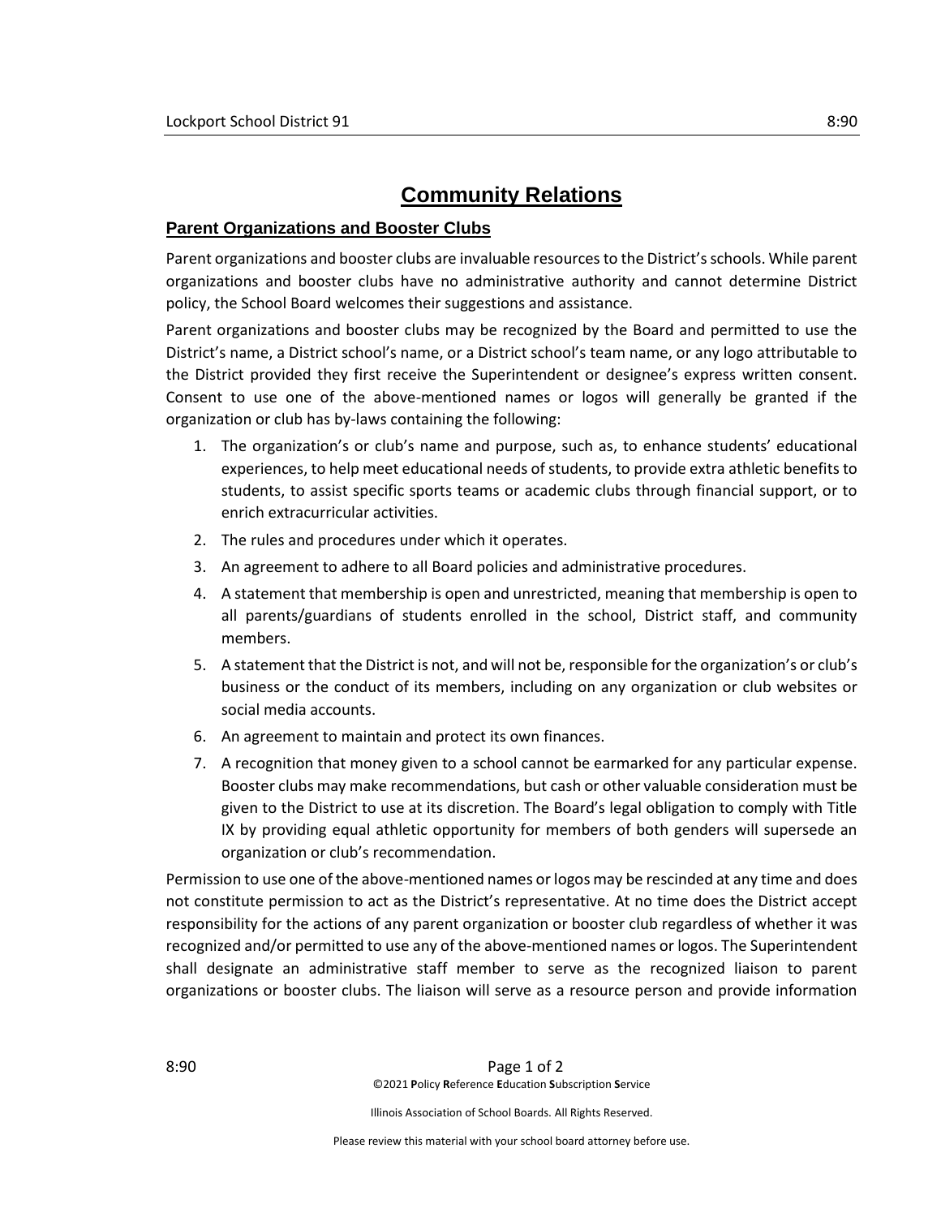# Community Relations

## Parent Organizations and Booster Clubs

Parent organizations and booster clubs are invaluable resources to the District's schools. While parent organizations and booster clubs have no administrative authority and cannot determine District policy, the School Board welcomes their suggestions and assistance.

Parent organizations and booster clubs may be recognized by the Board and permitted to use the District's name, a District school's name, or a District school's team name, or any logo attributable to the District provided they first receive the Superintendent or designee's express written consent. Consent to use one of the above-mentioned names or logos will generally be granted if the organization or club has by-laws containing the following:

1. The organization's or club's name and purpose, such as, to enhance students' educational experiences, to help meet educational needs of students, to provide extra athletic benefits to students, to assist specific sports teams or academic clubs through financial support, or to enrich extracurricular activities.
2. The rules and procedures under which it operates.
3. An agreement to adhere to all Board policies and administrative procedures.
4. A statement that membership is open and unrestricted, meaning that membership is open to all parents/guardians of students enrolled in the school, District staff, and community members.
5. A statement that the District is not, and will not be, responsible for the organization's or club's business or the conduct of its members, including on any organization or club websites or social media accounts.
6. An agreement to maintain and protect its own finances.
7. A recognition that money given to a school cannot be earmarked for any particular expense. Booster clubs may make recommendations, but cash or other valuable consideration must be given to the District to use at its discretion. The Board's legal obligation to comply with Title IX by providing equal athletic opportunity for members of both genders will supersede an organization or club's recommendation.

Permission to use one of the above-mentioned names or logos may be rescinded at any time and does not constitute permission to act as the District's representative. At no time does the District accept responsibility for the actions of any parent organization or booster club regardless of whether it was recognized and/or permitted to use any of the above-mentioned names or logos. The Superintendent shall designate an administrative staff member to serve as the recognized liaison to parent organizations or booster clubs. The liaison will serve as a resource person and provide information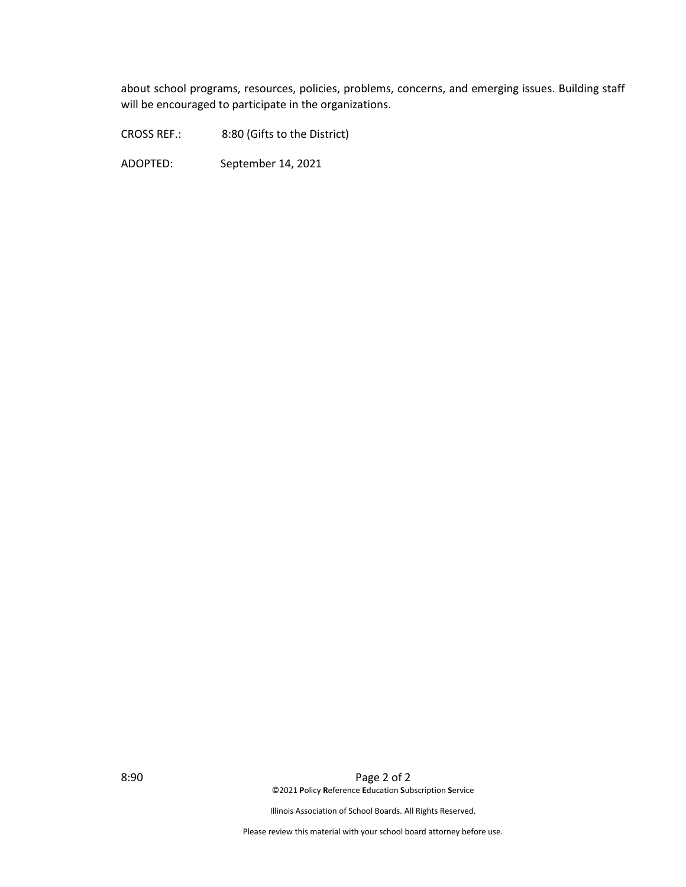about school programs, resources, policies, problems, concerns, and emerging issues. Building staff will be encouraged to participate in the organizations.

CROSS REF.: 8:80 (Gifts to the District)

ADOPTED: September 14, 2021